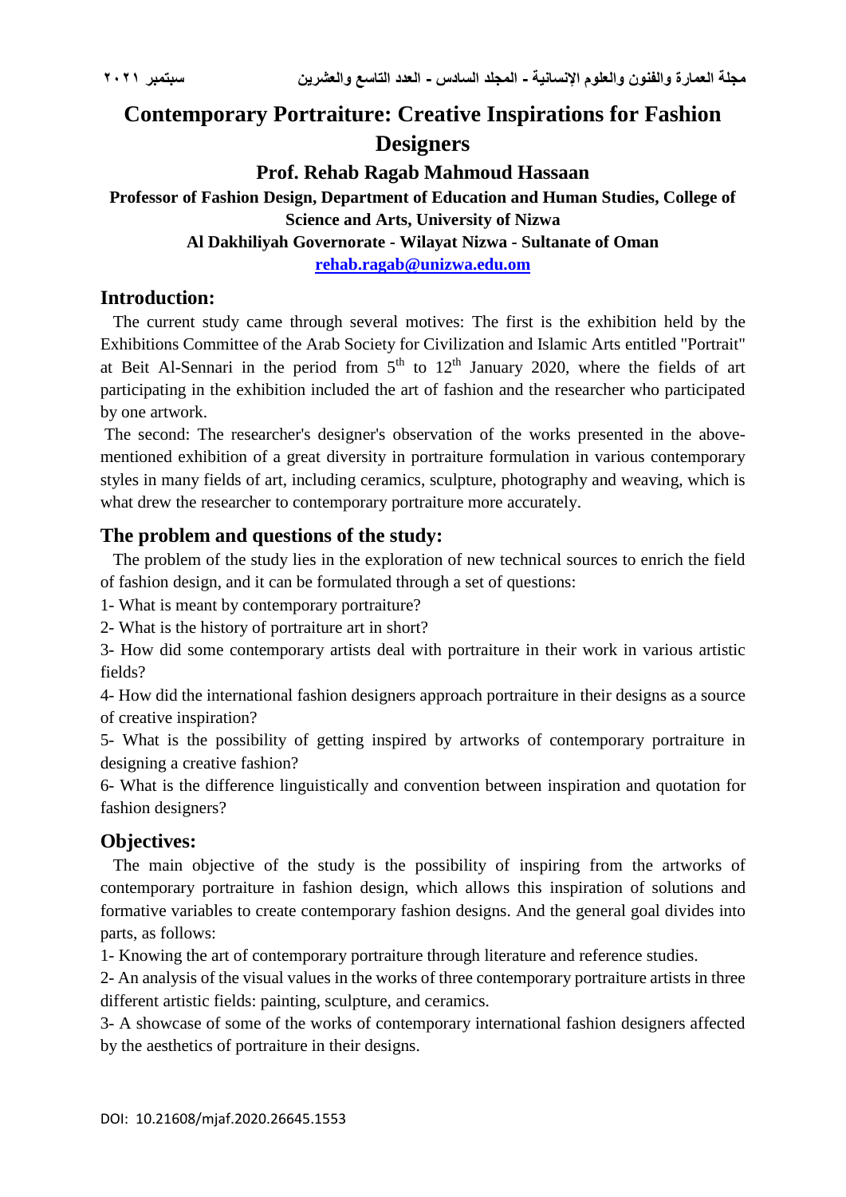# Contemporary Portraiture: Creative Inspirations for Fashion Designers

**Prof. Rehab Ragab Mahmoud Hassaan**

**Professor of Fashion Design, Department of Education and Human Studies, College of Science and Arts, University of Nizwa**

**Al Dakhiliyah Governorate - Wilayat Nizwa - Sultanate of Oman**

**rehab.ragab@unizwa.edu.om**

## Introduction:

The current study came through several motives: The first is the exhibition held by the Exhibitions Committee of the Arab Society for Civilization and Islamic Arts entitled "Portrait" at Beit Al-Sennari in the period from $5^{th}$ to $12^{th}$ January 2020, where the fields of art participating in the exhibition included the art of fashion and the researcher who participated by one artwork.

The second: The researcher's designer's observation of the works presented in the above-mentioned exhibition of a great diversity in portraiture formulation in various contemporary styles in many fields of art, including ceramics, sculpture, photography and weaving, which is what drew the researcher to contemporary portraiture more accurately.

## The problem and questions of the study:

The problem of the study lies in the exploration of new technical sources to enrich the field of fashion design, and it can be formulated through a set of questions:

1- What is meant by contemporary portraiture?

2- What is the history of portraiture art in short?

3- How did some contemporary artists deal with portraiture in their work in various artistic fields?

4- How did the international fashion designers approach portraiture in their designs as a source of creative inspiration?

5- What is the possibility of getting inspired by artworks of contemporary portraiture in designing a creative fashion?

6- What is the difference linguistically and convention between inspiration and quotation for fashion designers?

## Objectives:

The main objective of the study is the possibility of inspiring from the artworks of contemporary portraiture in fashion design, which allows this inspiration of solutions and formative variables to create contemporary fashion designs. And the general goal divides into parts, as follows:

1- Knowing the art of contemporary portraiture through literature and reference studies.

2- An analysis of the visual values in the works of three contemporary portraiture artists in three different artistic fields: painting, sculpture, and ceramics.

3- A showcase of some of the works of contemporary international fashion designers affected by the aesthetics of portraiture in their designs.

DOI: 10.21608/mjaf.2020.26645.1553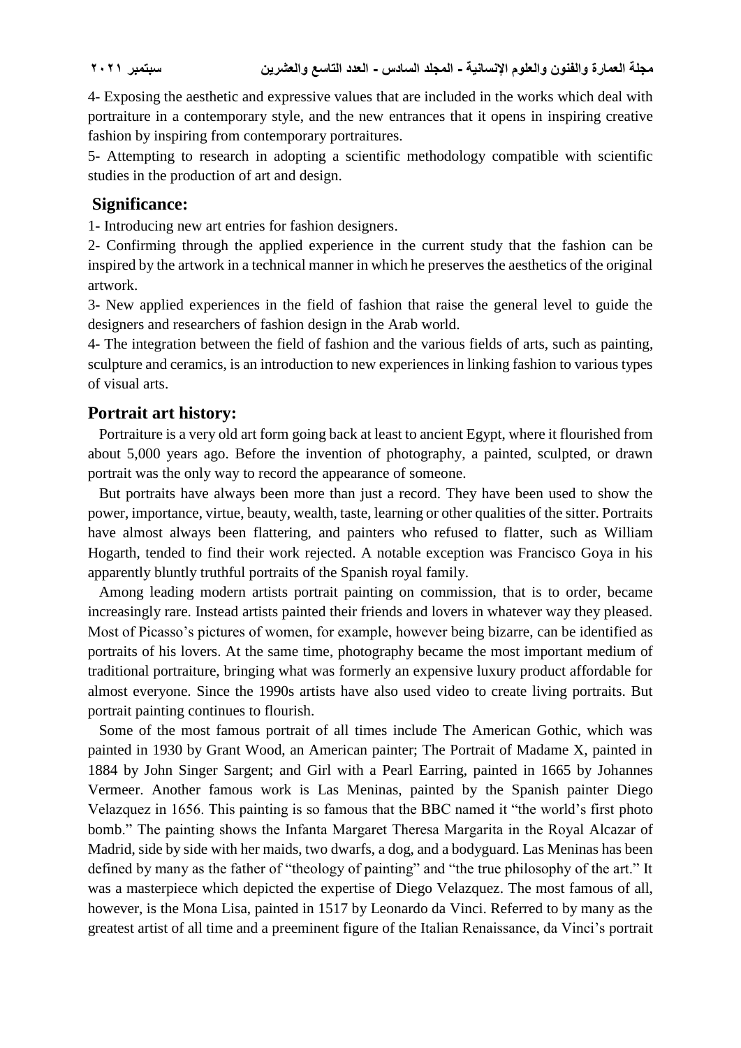4- Exposing the aesthetic and expressive values that are included in the works which deal with portraiture in a contemporary style, and the new entrances that it opens in inspiring creative fashion by inspiring from contemporary portraitures.

5- Attempting to research in adopting a scientific methodology compatible with scientific studies in the production of art and design.

## Significance:

1- Introducing new art entries for fashion designers.

2- Confirming through the applied experience in the current study that the fashion can be inspired by the artwork in a technical manner in which he preserves the aesthetics of the original artwork.

3- New applied experiences in the field of fashion that raise the general level to guide the designers and researchers of fashion design in the Arab world.

4- The integration between the field of fashion and the various fields of arts, such as painting, sculpture and ceramics, is an introduction to new experiences in linking fashion to various types of visual arts.

## Portrait art history:

Portraiture is a very old art form going back at least to ancient Egypt, where it flourished from about 5,000 years ago. Before the invention of photography, a painted, sculpted, or drawn portrait was the only way to record the appearance of someone.

But portraits have always been more than just a record. They have been used to show the power, importance, virtue, beauty, wealth, taste, learning or other qualities of the sitter. Portraits have almost always been flattering, and painters who refused to flatter, such as William Hogarth, tended to find their work rejected. A notable exception was Francisco Goya in his apparently bluntly truthful portraits of the Spanish royal family.

Among leading modern artists portrait painting on commission, that is to order, became increasingly rare. Instead artists painted their friends and lovers in whatever way they pleased. Most of Picasso's pictures of women, for example, however being bizarre, can be identified as portraits of his lovers. At the same time, photography became the most important medium of traditional portraiture, bringing what was formerly an expensive luxury product affordable for almost everyone. Since the 1990s artists have also used video to create living portraits. But portrait painting continues to flourish.

Some of the most famous portrait of all times include The American Gothic, which was painted in 1930 by Grant Wood, an American painter; The Portrait of Madame X, painted in 1884 by John Singer Sargent; and Girl with a Pearl Earring, painted in 1665 by Johannes Vermeer. Another famous work is Las Meninas, painted by the Spanish painter Diego Velazquez in 1656. This painting is so famous that the BBC named it "the world's first photo bomb." The painting shows the Infanta Margaret Theresa Margarita in the Royal Alcazar of Madrid, side by side with her maids, two dwarfs, a dog, and a bodyguard. Las Meninas has been defined by many as the father of "theology of painting" and "the true philosophy of the art." It was a masterpiece which depicted the expertise of Diego Velazquez. The most famous of all, however, is the Mona Lisa, painted in 1517 by Leonardo da Vinci. Referred to by many as the greatest artist of all time and a preeminent figure of the Italian Renaissance, da Vinci's portrait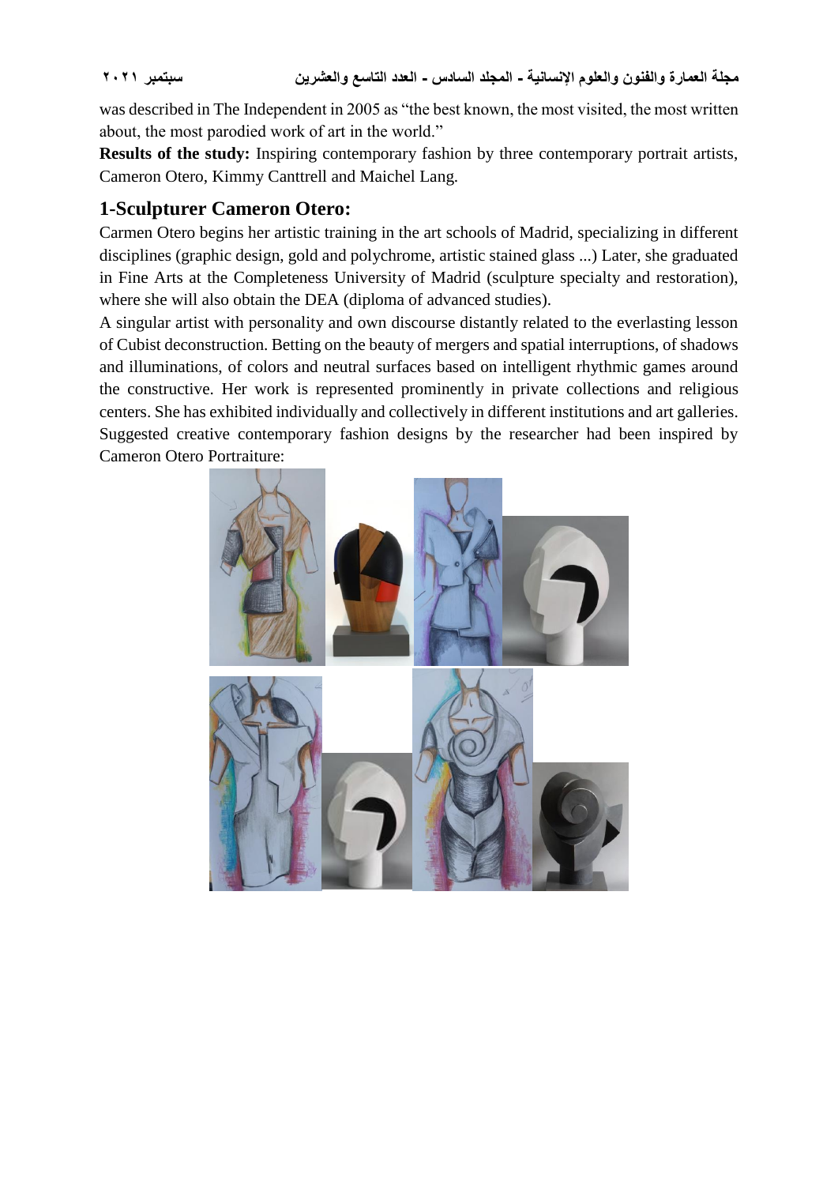was described in The Independent in 2005 as "the best known, the most visited, the most written about, the most parodied work of art in the world."

**Results of the study:** Inspiring contemporary fashion by three contemporary portrait artists, Cameron Otero, Kimmy Canttrell and Maichel Lang.

## 1-Sculpturer Cameron Otero:

Carmen Otero begins her artistic training in the art schools of Madrid, specializing in different disciplines (graphic design, gold and polychrome, artistic stained glass ...) Later, she graduated in Fine Arts at the Completeness University of Madrid (sculpture specialty and restoration), where she will also obtain the DEA (diploma of advanced studies).

A singular artist with personality and own discourse distantly related to the everlasting lesson of Cubist deconstruction. Betting on the beauty of mergers and spatial interruptions, of shadows and illuminations, of colors and neutral surfaces based on intelligent rhythmic games around the constructive. Her work is represented prominently in private collections and religious centers. She has exhibited individually and collectively in different institutions and art galleries.

Suggested creative contemporary fashion designs by the researcher had been inspired by Cameron Otero Portraiture: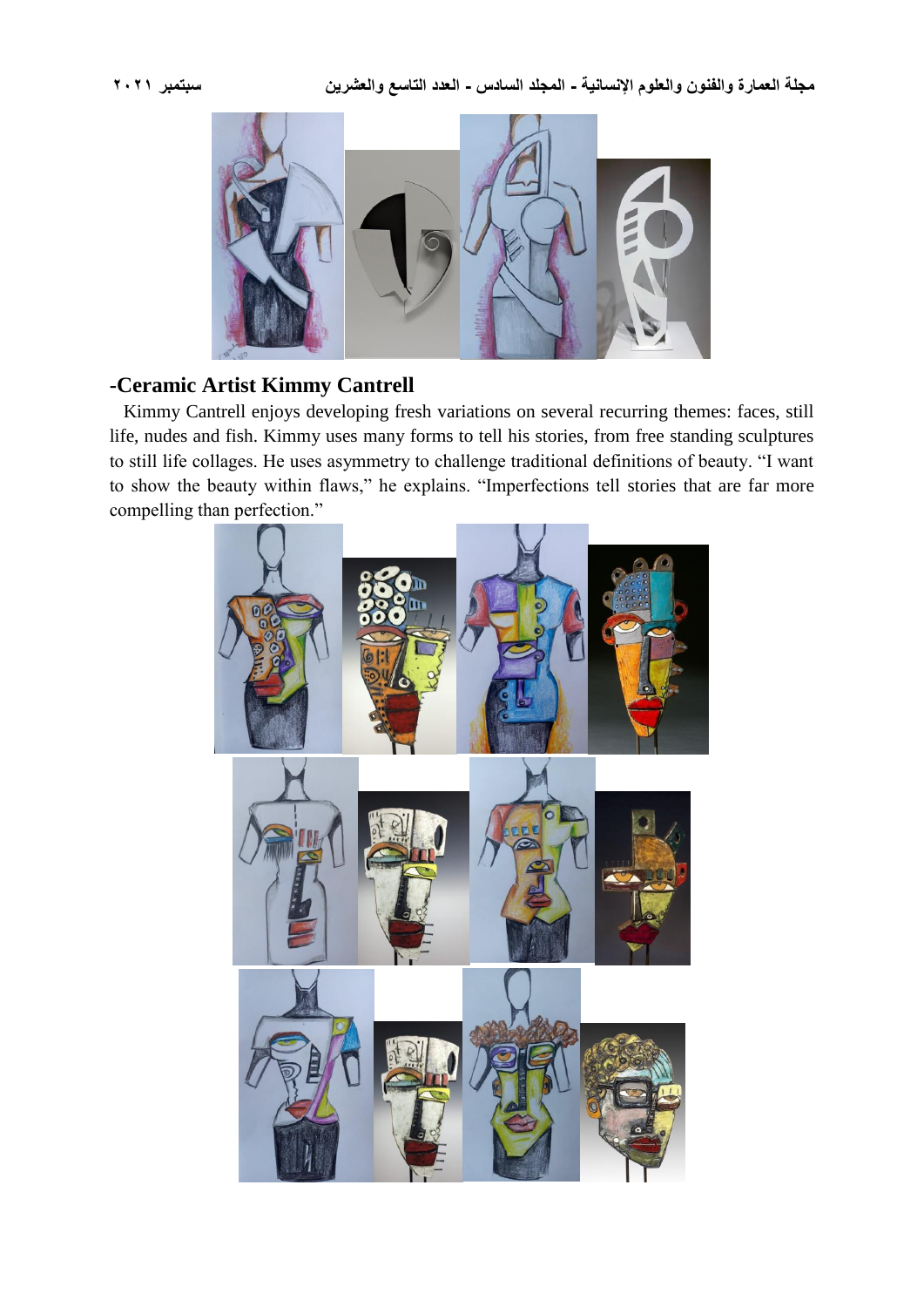## -Ceramic Artist Kimmy Cantrell

Kimmy Cantrell enjoys developing fresh variations on several recurring themes: faces, still life, nudes and fish. Kimmy uses many forms to tell his stories, from free standing sculptures to still life collages. He uses asymmetry to challenge traditional definitions of beauty. "I want to show the beauty within flaws," he explains. "Imperfections tell stories that are far more compelling than perfection."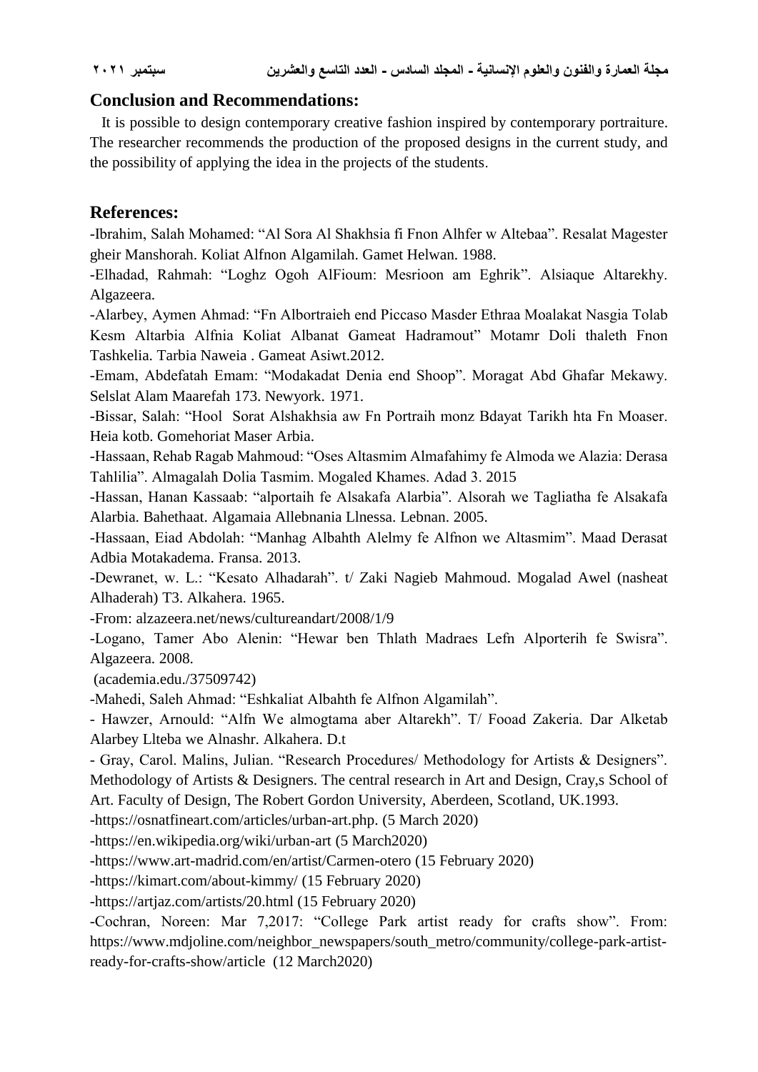## Conclusion and Recommendations:

It is possible to design contemporary creative fashion inspired by contemporary portraiture. The researcher recommends the production of the proposed designs in the current study, and the possibility of applying the idea in the projects of the students.

## References:

-Ibrahim, Salah Mohamed: "Al Sora Al Shakhsia fi Fnon Alhfer w Altebaa". Resalat Magester gheir Manshorah. Koliat Alfnon Algamilah. Gamet Helwan. 1988.

-Elhadad, Rahmah: "Loghz Ogoh AlFioum: Mesrioon am Eghrik". Alsiaque Altarekhy. Algazeera.

-Alarbey, Aymen Ahmad: "Fn Albortraieh end Piccaso Masder Ethraa Moalakat Nasgia Tolab Kesm Altarbia Alfnia Koliat Albanat Gameat Hadramout" Motamr Doli thaleth Fnon Tashkelia. Tarbia Naweia . Gameat Asiwt.2012.

-Emam, Abdefatah Emam: "Modakadat Denia end Shoop". Moragat Abd Ghafar Mekawy. Selslat Alam Maarefah 173. Newyork. 1971.

-Bissar, Salah: "Hool Sorat Alshakhsia aw Fn Portraih monz Bdayat Tarikh hta Fn Moaser. Heia kotb. Gomehoriat Maser Arbia.

-Hassaan, Rehab Ragab Mahmoud: "Oses Altasmim Almafahimy fe Almoda we Alazia: Derasa Tahlilia". Almagalah Dolia Tasmim. Mogaled Khames. Adad 3. 2015

-Hassan, Hanan Kassaab: "alportaih fe Alsakafa Alarbia". Alsorah we Tagliatha fe Alsakafa Alarbia. Bahethaat. Algamaia Allebnania Llnessa. Lebnan. 2005.

-Hassaan, Eiad Abdolah: "Manhag Albahth Alelmy fe Alfnon we Altasmim". Maad Derasat Adbia Motakadema. Fransa. 2013.

-Dewranet, w. L.: "Kesato Alhadarah". t/ Zaki Nagieb Mahmoud. Mogalad Awel (nasheat Alhaderah) T3. Alkahera. 1965.

-From: alzazeera.net/news/cultureandart/2008/1/9

-Logano, Tamer Abo Alenin: "Hewar ben Thlath Madraes Lefn Alporterih fe Swisra". Algazeera. 2008.

(academia.edu./37509742)

-Mahedi, Saleh Ahmad: "Eshkaliat Albahth fe Alfnon Algamilah".

- Hawzer, Arnould: "Alfn We almogtama aber Altarekh". T/ Fooad Zakeria. Dar Alketab Alarbey Llteba we Alnashr. Alkahera. D.t

- Gray, Carol. Malins, Julian. "Research Procedures/ Methodology for Artists & Designers". Methodology of Artists & Designers. The central research in Art and Design, Cray,s School of Art. Faculty of Design, The Robert Gordon University, Aberdeen, Scotland, UK.1993.

-https://osnatfineart.com/articles/urban-art.php. (5 March 2020)

-https://en.wikipedia.org/wiki/urban-art (5 March2020)

-https://www.art-madrid.com/en/artist/Carmen-otero (15 February 2020)

-https://kimart.com/about-kimmy/ (15 February 2020)

-https://artjaz.com/artists/20.html (15 February 2020)

-Cochran, Noreen: Mar 7,2017: "College Park artist ready for crafts show". From: https://www.mdjoline.com/neighbor_newspapers/south_metro/community/college-park-artist-ready-for-crafts-show/article (12 March2020)